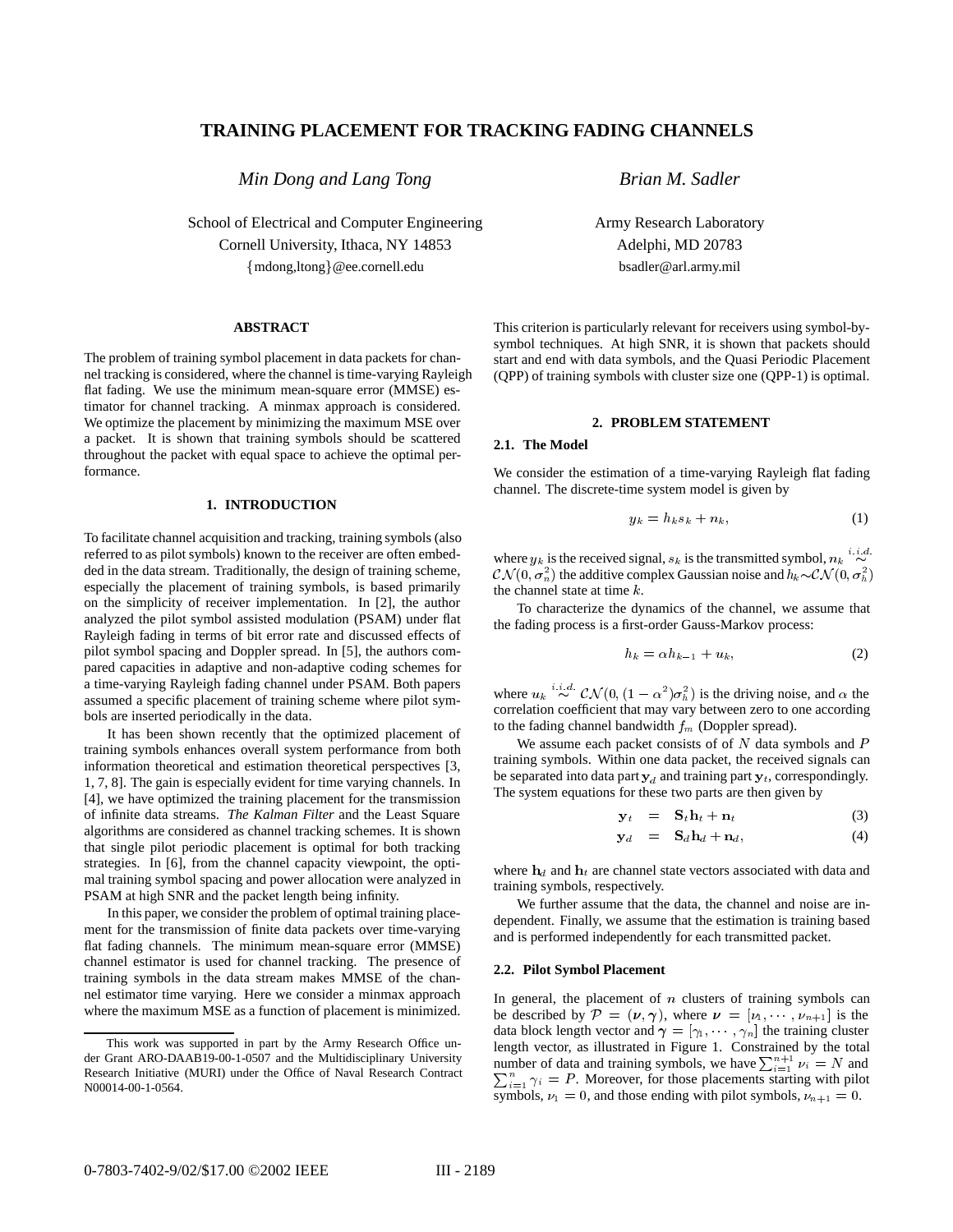# TRAINING PLACEMENT FOR TRACKING FADING CHANNELS

*Min Dong and Lang Tong*

School of Electrical and Computer Engineering
Cornell University, Ithaca, NY 14853
{mdong,ltong}@ee.cornell.edu

*Brian M. Sadler*

Army Research Laboratory
Adelphi, MD 20783
bsadler@arl.army.mil

### ABSTRACT

The problem of training symbol placement in data packets for channel tracking is considered, where the channel is time-varying Rayleigh flat fading. We use the minimum mean-square error (MMSE) estimator for channel tracking. A minmax approach is considered. We optimize the placement by minimizing the maximum MSE over a packet. It is shown that training symbols should be scattered throughout the packet with equal space to achieve the optimal performance.

## 1. INTRODUCTION

To facilitate channel acquisition and tracking, training symbols (also referred to as pilot symbols) known to the receiver are often embedded in the data stream. Traditionally, the design of training scheme, especially the placement of training symbols, is based primarily on the simplicity of receiver implementation. In [2], the author analyzed the pilot symbol assisted modulation (PSAM) under flat Rayleigh fading in terms of bit error rate and discussed effects of pilot symbol spacing and Doppler spread. In [5], the authors compared capacities in adaptive and non-adaptive coding schemes for a time-varying Rayleigh fading channel under PSAM. Both papers assumed a specific placement of training scheme where pilot symbols are inserted periodically in the data.

It has been shown recently that the optimized placement of training symbols enhances overall system performance from both information theoretical and estimation theoretical perspectives [3, 1, 7, 8]. The gain is especially evident for time varying channels. In [4], we have optimized the training placement for the transmission of infinite data streams. *The Kalman Filter* and the Least Square algorithms are considered as channel tracking schemes. It is shown that single pilot periodic placement is optimal for both tracking strategies. In [6], from the channel capacity viewpoint, the optimal training symbol spacing and power allocation were analyzed in PSAM at high SNR and the packet length being infinity.

In this paper, we consider the problem of optimal training placement for the transmission of finite data packets over time-varying flat fading channels. The minimum mean-square error (MMSE) channel estimator is used for channel tracking. The presence of training symbols in the data stream makes MMSE of the channel estimator time varying. Here we consider a minmax approach where the maximum MSE as a function of placement is minimized. This criterion is particularly relevant for receivers using symbol-by-symbol techniques. At high SNR, it is shown that packets should start and end with data symbols, and the Quasi Periodic Placement (QPP) of training symbols with cluster size one (QPP-1) is optimal.

This work was supported in part by the Army Research Office under Grant ARO-DAAB19-00-1-0507 and the Multidisciplinary University Research Initiative (MURI) under the Office of Naval Research Contract N00014-00-1-0564.

## 2. PROBLEM STATEMENT

### 2.1. The Model

We consider the estimation of a time-varying Rayleigh flat fading channel. The discrete-time system model is given by

$$y_k = h_k s_k + n_k, \tag{1}$$

where $y_k$ is the received signal, $s_k$ is the transmitted symbol, $n_k \overset{i.i.d.}{\sim} \mathcal{CN}(0, \sigma_n^2)$ the additive complex Gaussian noise and $h_k \sim \mathcal{CN}(0, \sigma_h^2)$ the channel state at time $k$.

To characterize the dynamics of the channel, we assume that the fading process is a first-order Gauss-Markov process:

$$h_k = \alpha h_{k-1} + u_k, \tag{2}$$

where $u_k \overset{i.i.d.}{\sim} \mathcal{CN}(0, (1-\alpha^2)\sigma_h^2)$ is the driving noise, and $\alpha$ the correlation coefficient that may vary between zero to one according to the fading channel bandwidth $f_m$ (Doppler spread).

We assume each packet consists of of $N$ data symbols and $P$ training symbols. Within one data packet, the received signals can be separated into data part $\mathbf{y}_d$ and training part $\mathbf{y}_t$, correspondingly. The system equations for these two parts are then given by

$$\mathbf{y}_t = \mathbf{S}_t \mathbf{h}_t + \mathbf{n}_t \tag{3}$$

$$\mathbf{y}_d = \mathbf{S}_d \mathbf{h}_d + \mathbf{n}_d, \tag{4}$$

where $\mathbf{h}_d$ and $\mathbf{h}_t$ are channel state vectors associated with data and training symbols, respectively.

We further assume that the data, the channel and noise are independent. Finally, we assume that the estimation is training based and is performed independently for each transmitted packet.

### 2.2. Pilot Symbol Placement

In general, the placement of $n$ clusters of training symbols can be described by $\mathcal{P} = (\boldsymbol{\nu}, \boldsymbol{\gamma})$, where $\boldsymbol{\nu} = [\nu_1, \cdots, \nu_{n+1}]$ is the data block length vector and $\boldsymbol{\gamma} = [\gamma_1, \cdots, \gamma_n]$ the training cluster length vector, as illustrated in Figure 1. Constrained by the total number of data and training symbols, we have $\sum_{i=1}^{n+1} \nu_i = N$ and $\sum_{i=1}^{n} \gamma_i = P$. Moreover, for those placements starting with pilot symbols, $\nu_1 = 0$, and those ending with pilot symbols, $\nu_{n+1} = 0$.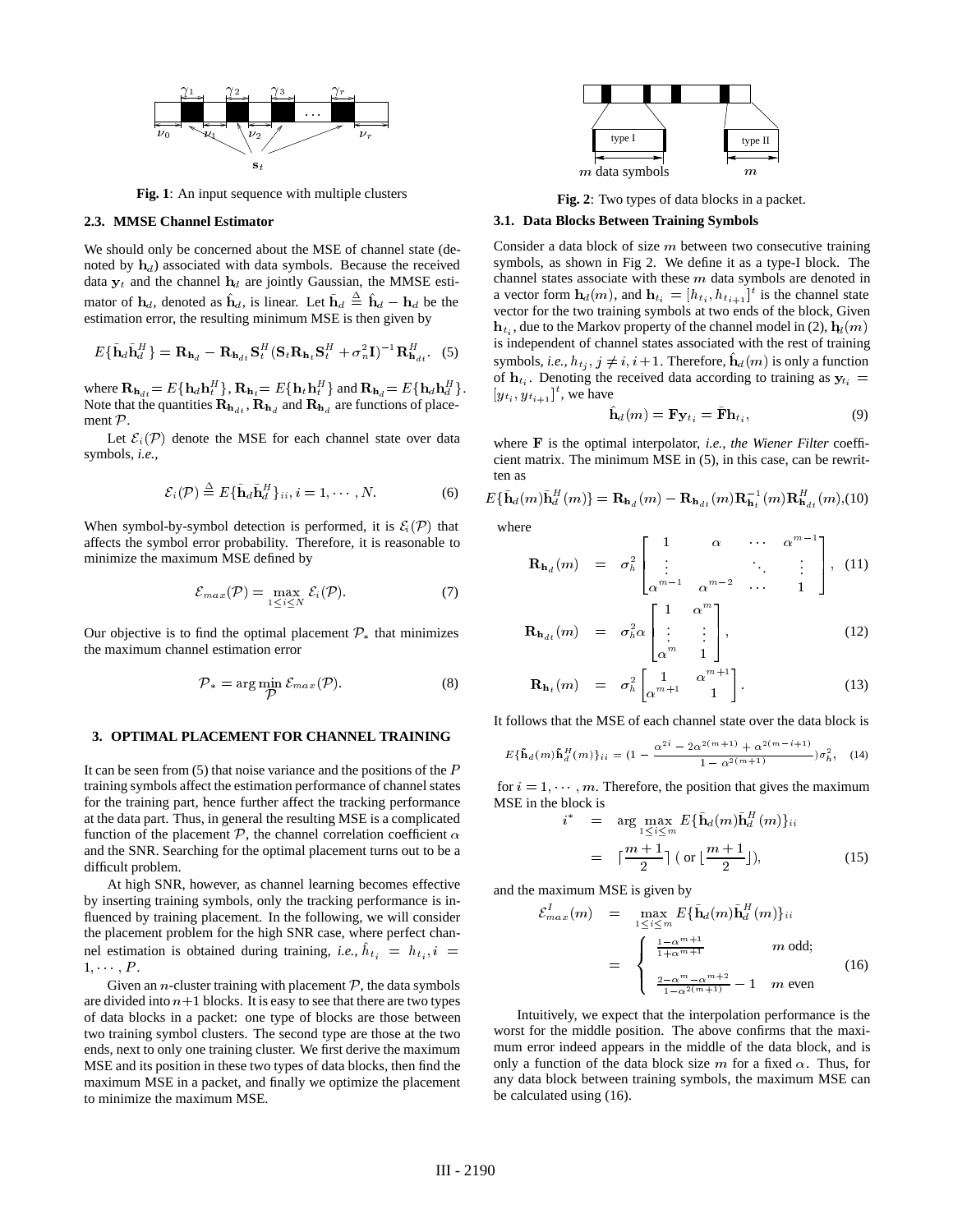**Fig. 1**: An input sequence with multiple clusters

### 2.3. MMSE Channel Estimator

We should only be concerned about the MSE of channel state (denoted by $\mathbf{h}_d$) associated with data symbols. Because the received data $\mathbf{y}_t$ and the channel $\mathbf{h}_d$ are jointly Gaussian, the MMSE estimator of $\mathbf{h}_d$, denoted as $\hat{\mathbf{h}}_d$, is linear. Let $\bar{\mathbf{h}}_d \triangleq \hat{\mathbf{h}}_d - \mathbf{h}_d$ be the estimation error, the resulting minimum MSE is then given by

$$E\{\bar{\mathbf{h}}_d\bar{\mathbf{h}}_d^H\} = \mathbf{R}_{\mathbf{h}_d} - \mathbf{R}_{\mathbf{h}_{dt}}\mathbf{S}_t^H(\mathbf{S}_t\mathbf{R}_{\mathbf{h}_t}\mathbf{S}_t^H + \sigma_n^2\mathbf{I})^{-1}\mathbf{R}_{\mathbf{h}_{dt}}^H. \quad (5)$$

where $\mathbf{R}_{\mathbf{h}_{dt}} = E\{\mathbf{h}_d\mathbf{h}_t^H\}$, $\mathbf{R}_{\mathbf{h}_t} = E\{\mathbf{h}_t\mathbf{h}_t^H\}$ and $\mathbf{R}_{\mathbf{h}_d} = E\{\mathbf{h}_d\mathbf{h}_d^H\}$. Note that the quantities $\mathbf{R}_{\mathbf{h}_{dt}}$, $\mathbf{R}_{\mathbf{h}_d}$ and $\mathbf{R}_{\mathbf{h}_d}$ are functions of placement $\mathcal{P}$.

Let $\mathcal{E}_i(\mathcal{P})$ denote the MSE for each channel state over data symbols, *i.e.*,

$$\mathcal{E}_i(\mathcal{P}) \triangleq E\{\bar{\mathbf{h}}_d\bar{\mathbf{h}}_d^H\}_{ii}, i = 1, \cdots, N. \quad (6)$$

When symbol-by-symbol detection is performed, it is $\mathcal{E}_i(\mathcal{P})$ that affects the symbol error probability. Therefore, it is reasonable to minimize the maximum MSE defined by

$$\mathcal{E}_{max}(\mathcal{P}) = \max_{1 \le i \le N} \mathcal{E}_i(\mathcal{P}). \quad (7)$$

Our objective is to find the optimal placement $\mathcal{P}_*$ that minimizes the maximum channel estimation error

$$\mathcal{P}_* = \arg\min_{\mathcal{P}} \mathcal{E}_{max}(\mathcal{P}). \quad (8)$$

## 3. OPTIMAL PLACEMENT FOR CHANNEL TRAINING

It can be seen from (5) that noise variance and the positions of the $P$ training symbols affect the estimation performance of channel states for the training part, hence further affect the tracking performance at the data part. Thus, in general the resulting MSE is a complicated function of the placement $\mathcal{P}$, the channel correlation coefficient $\alpha$ and the SNR. Searching for the optimal placement turns out to be a difficult problem.

At high SNR, however, as channel learning becomes effective by inserting training symbols, only the tracking performance is influenced by training placement. In the following, we will consider the placement problem for the high SNR case, where perfect channel estimation is obtained during training, *i.e.*, $\hat{h}_{t_i} = h_{t_i}, i = 1, \cdots, P$.

Given an $n$-cluster training with placement $\mathcal{P}$, the data symbols are divided into $n+1$ blocks. It is easy to see that there are two types of data blocks in a packet: one type of blocks are those between two training symbol clusters. The second type are those at the two ends, next to only one training cluster. We first derive the maximum MSE and its position in these two types of data blocks, then find the maximum MSE in a packet, and finally we optimize the placement to minimize the maximum MSE.

**Fig. 2**: Two types of data blocks in a packet.

### 3.1. Data Blocks Between Training Symbols

Consider a data block of size $m$ between two consecutive training symbols, as shown in Fig 2. We define it as a type-I block. The channel states associate with these $m$ data symbols are denoted in a vector form $\mathbf{h}_d(m)$, and $\mathbf{h}_{t_i} = [h_{t_i}, h_{t_{i+1}}]^t$ is the channel state vector for the two training symbols at two ends of the block, Given $\mathbf{h}_{t_i}$, due to the Markov property of the channel model in (2), $\mathbf{h}_d(m)$ is independent of channel states associated with the rest of training symbols, *i.e.*, $h_{t_j}, j \ne i, i+1$. Therefore, $\hat{\mathbf{h}}_d(m)$ is only a function of $\mathbf{h}_{t_i}$. Denoting the received data according to training as $\mathbf{y}_{t_i} = [y_{t_i}, y_{t_{i+1}}]^t$, we have

$$\hat{\mathbf{h}}_d(m) = \mathbf{F}\mathbf{y}_{t_i} = \bar{\mathbf{F}}\mathbf{h}_{t_i}, \quad (9)$$

where $\mathbf{F}$ is the optimal interpolator, *i.e.*, *the Wiener Filter* coefficient matrix. The minimum MSE in (5), in this case, can be rewritten as

$$E\{\bar{\mathbf{h}}_d(m)\bar{\mathbf{h}}_d^H(m)\} = \mathbf{R}_{\mathbf{h}_d}(m) - \mathbf{R}_{\mathbf{h}_{dt}}(m)\mathbf{R}_{\mathbf{h}_t}^{-1}(m)\mathbf{R}_{\mathbf{h}_{dt}}^H(m), \quad (10)$$

where

$$\mathbf{R}_{\mathbf{h}_d}(m) = \sigma_h^2 \begin{bmatrix} 1 & \alpha & \cdots & \alpha^{m-1} \\ \vdots & & \ddots & \vdots \\ \alpha^{m-1} & \alpha^{m-2} & \cdots & 1 \end{bmatrix}, \quad (11)$$

$$\mathbf{R}_{\mathbf{h}_{dt}}(m) = \sigma_h^2 \alpha \begin{bmatrix} 1 & \alpha^m \\ \vdots & \vdots \\ \alpha^m & 1 \end{bmatrix}, \quad (12)$$

$$\mathbf{R}_{\mathbf{h}_t}(m) = \sigma_h^2 \begin{bmatrix} 1 & \alpha^{m+1} \\ \alpha^{m+1} & 1 \end{bmatrix}. \quad (13)$$

It follows that the MSE of each channel state over the data block is

$$E\{\bar{\mathbf{h}}_d(m)\bar{\mathbf{h}}_d^H(m)\}_{ii} = (1 - \frac{\alpha^{2i} - 2\alpha^{2(m+1)} + \alpha^{2(m-i+1)}}{1 - \alpha^{2(m+1)}})\sigma_h^2, \quad (14)$$

for $i = 1, \cdots, m$. Therefore, the position that gives the maximum MSE in the block is

$$\begin{aligned} i^* &= \arg\max_{1 \le i \le m} E\{\bar{\mathbf{h}}_d(m)\bar{\mathbf{h}}_d^H(m)\}_{ii} \\ &= \lceil \frac{m+1}{2} \rceil \text{ ( or } \lfloor \frac{m+1}{2} \rfloor), \end{aligned} \quad (15)$$

and the maximum MSE is given by

$$\begin{aligned} \mathcal{E}_{max}^I(m) &= \max_{1 \le i \le m} E\{\bar{\mathbf{h}}_d(m)\bar{\mathbf{h}}_d^H(m)\}_{ii} \\ &= \begin{cases} \frac{1-\alpha^{m+1}}{1+\alpha^{m+1}} & m \text{ odd;} \\ \frac{2-\alpha^m-\alpha^{m+2}}{1-\alpha^{2(m+1)}} - 1 & m \text{ even} \end{cases} \end{aligned} \quad (16)$$

Intuitively, we expect that the interpolation performance is the worst for the middle position. The above confirms that the maximum error indeed appears in the middle of the data block, and is only a function of the data block size $m$ for a fixed $\alpha$. Thus, for any data block between training symbols, the maximum MSE can be calculated using (16).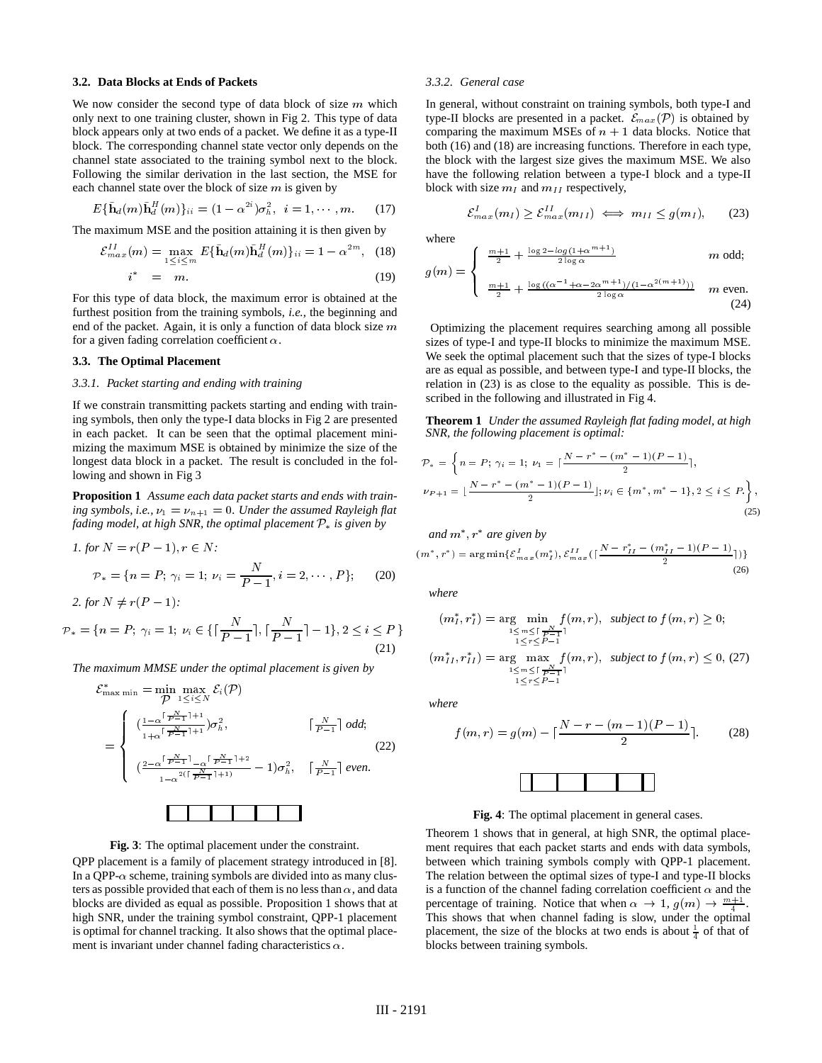### 3.2. Data Blocks at Ends of Packets

We now consider the second type of data block of size $m$ which only next to one training cluster, shown in Fig 2. This type of data block appears only at two ends of a packet. We define it as a type-II block. The corresponding channel state vector only depends on the channel state associated to the training symbol next to the block. Following the similar derivation in the last section, the MSE for each channel state over the block of size $m$ is given by

$$E\{\bar{\mathbf{h}}_d(m)\bar{\mathbf{h}}_d^H(m)\}_{ii} = (1-\alpha^{2i})\sigma_h^2, \;\; i = 1, \cdots, m. \tag{17}$$

The maximum MSE and the position attaining it is then given by

$$\mathcal{E}_{max}^{II}(m) = \max_{1\leq i \leq m} E\{\bar{\mathbf{h}}_d(m)\bar{\mathbf{h}}_d^H(m)\}_{ii} = 1-\alpha^{2m}, \tag{18}$$

$$i^* \;=\; m. \tag{19}$$

For this type of data block, the maximum error is obtained at the furthest position from the training symbols, *i.e.*, the beginning and end of the packet. Again, it is only a function of data block size $m$ for a given fading correlation coefficient $\alpha$.

### 3.3. The Optimal Placement

#### 3.3.1. Packet starting and ending with training

If we constrain transmitting packets starting and ending with training symbols, then only the type-I data blocks in Fig 2 are presented in each packet. It can be seen that the optimal placement minimizing the maximum MSE is obtained by minimize the size of the longest data block in a packet. The result is concluded in the following and shown in Fig 3

**Proposition 1** *Assume each data packet starts and ends with training symbols, i.e.,* $\nu_1 = \nu_{n+1} = 0$*. Under the assumed Rayleigh flat fading model, at high SNR, the optimal placement* $\mathcal{P}_*$ *is given by*

*1. for* $N = r(P-1), r \in N$*:*

$$\mathcal{P}_* = \{n = P;\; \gamma_i = 1;\; \nu_i = \frac{N}{P-1}, i = 2, \cdots, P\}; \tag{20}$$

*2. for* $N \neq r(P-1)$*:*

$$\mathcal{P}_* = \{n = P;\; \gamma_i = 1;\; \nu_i \in \{\lceil \frac{N}{P-1} \rceil, \lceil \frac{N}{P-1} \rceil - 1\}, 2 \leq i \leq P\} \tag{21}$$

*The maximum MMSE under the optimal placement is given by*

$$\mathcal{E}_{\max\min}^{*} = \min_{\mathcal{P}} \max_{1\leq i\leq N} \mathcal{E}_i(\mathcal{P}) = \begin{cases} \left(\frac{1-\alpha^{\lceil \frac{N}{P-1}\rceil+1}}{1+\alpha^{\lceil \frac{N}{P-1}\rceil+1}}\right)\sigma_h^2, & \lceil \frac{N}{P-1} \rceil \text{ odd;} \\ \left(\frac{2-\alpha^{\lceil \frac{N}{P-1}\rceil}-\alpha^{\lceil \frac{N}{P-1}\rceil+2}}{1-\alpha^{2(\lceil \frac{N}{P-1}\rceil+1)}} - 1\right)\sigma_h^2, & \lceil \frac{N}{P-1} \rceil \text{ even.} \end{cases} \tag{22}$$

**Fig. 3**: The optimal placement under the constraint.

QPP placement is a family of placement strategy introduced in [8]. In a QPP-$\alpha$ scheme, training symbols are divided into as many clusters as possible provided that each of them is no less than $\alpha$, and data blocks are divided as equal as possible. Proposition 1 shows that at high SNR, under the training symbol constraint, QPP-1 placement is optimal for channel tracking. It also shows that the optimal placement is invariant under channel fading characteristics $\alpha$.

#### 3.3.2. General case

In general, without constraint on training symbols, both type-I and type-II blocks are presented in a packet. $\mathcal{E}_{max}(\mathcal{P})$ is obtained by comparing the maximum MSEs of $n+1$ data blocks. Notice that both (16) and (18) are increasing functions. Therefore in each type, the block with the largest size gives the maximum MSE. We also have the following relation between a type-I block and a type-II block with size $m_I$ and $m_{II}$ respectively,

$$\mathcal{E}_{max}^{I}(m_I) \geq \mathcal{E}_{max}^{II}(m_{II}) \iff m_{II} \leq g(m_I), \tag{23}$$

where

$$g(m) = \begin{cases} \frac{m+1}{2} + \frac{\log 2 - \log(1+\alpha^{m+1})}{2\log\alpha} & m \text{ odd;} \\ \frac{m+1}{2} + \frac{\log((\alpha^{-1}+\alpha-2\alpha^{m+1})/(1-\alpha^{2(m+1)}))}{2\log\alpha} & m \text{ even.} \end{cases} \tag{24}$$

Optimizing the placement requires searching among all possible sizes of type-I and type-II blocks to minimize the maximum MSE. We seek the optimal placement such that the sizes of type-I blocks are as equal as possible, and between type-I and type-II blocks, the relation in (23) is as close to the equality as possible. This is described in the following and illustrated in Fig 4.

**Theorem 1** *Under the assumed Rayleigh flat fading model, at high SNR, the following placement is optimal:*

$$\mathcal{P}_* = \Big\{ n = P;\; \gamma_i = 1;\; \nu_1 = \lceil \frac{N - r^* - (m^*-1)(P-1)}{2} \rceil,$$
$$\nu_{P+1} = \lfloor \frac{N - r^* - (m^*-1)(P-1)}{2} \rfloor; \nu_i \in \{m^*, m^*-1\}, 2 \leq i \leq P. \Big\}, \tag{25}$$

*and* $m^*, r^*$ *are given by*

$$(m^*, r^*) = \arg\min\{\mathcal{E}_{max}^{I}(m_I^*), \mathcal{E}_{max}^{II}(\lceil \frac{N - r_{II}^* - (m_{II}^*-1)(P-1)}{2} \rceil)\} \tag{26}$$

*where*

$$(m_I^*, r_I^*) = \arg\min_{\substack{1\leq m \leq \lceil \frac{N}{P-1} \rceil \\ 1 \leq r \leq P-1}} f(m,r), \;\; \textit{subject to } f(m,r) \geq 0;$$
$$(m_{II}^*, r_{II}^*) = \arg\max_{\substack{1\leq m \leq \lceil \frac{N}{P-1} \rceil \\ 1 \leq r \leq P-1}} f(m,r), \;\; \textit{subject to } f(m,r) \leq 0, \tag{27}$$

*where*

$$f(m,r) = g(m) - \lceil \frac{N - r - (m-1)(P-1)}{2} \rceil. \tag{28}$$

**Fig. 4**: The optimal placement in general cases.

Theorem 1 shows that in general, at high SNR, the optimal placement requires that each packet starts and ends with data symbols, between which training symbols comply with QPP-1 placement. The relation between the optimal sizes of type-I and type-II blocks is a function of the channel fading correlation coefficient $\alpha$ and the percentage of training. Notice that when $\alpha \to 1$, $g(m) \to \frac{m+1}{4}$. This shows that when channel fading is slow, under the optimal placement, the size of the blocks at two ends is about $\frac{1}{4}$ of that of blocks between training symbols.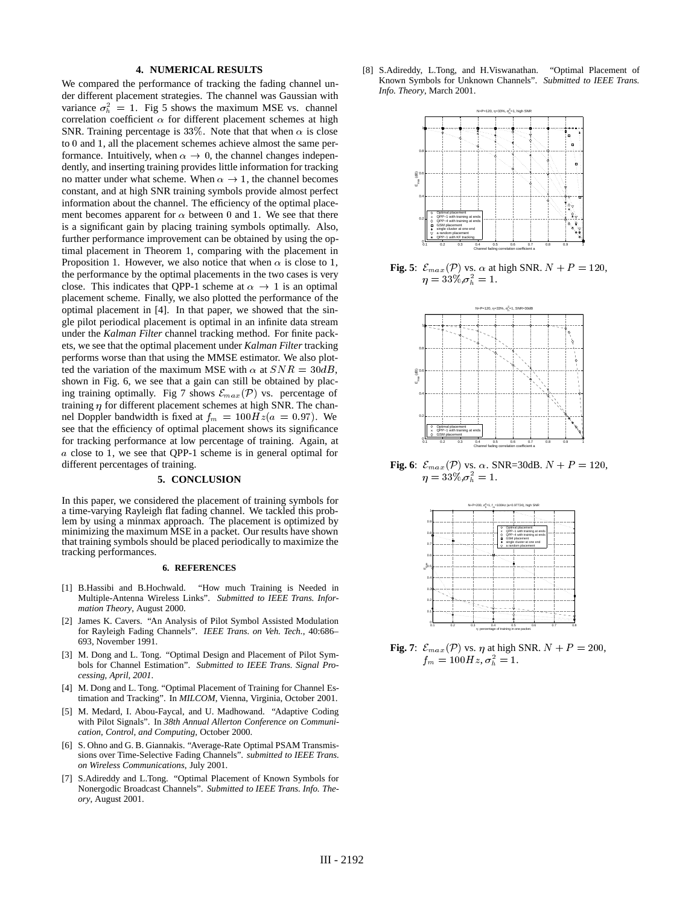## 4. NUMERICAL RESULTS

We compared the performance of tracking the fading channel under different placement strategies. The channel was Gaussian with variance $\sigma_h^2 = 1$. Fig 5 shows the maximum MSE vs. channel correlation coefficient $\alpha$ for different placement schemes at high SNR. Training percentage is $33\%$. Note that that when $\alpha$ is close to 0 and 1, all the placement schemes achieve almost the same performance. Intuitively, when $\alpha \rightarrow 0$, the channel changes independently, and inserting training provides little information for tracking no matter under what scheme. When $\alpha \rightarrow 1$, the channel becomes constant, and at high SNR training symbols provide almost perfect information about the channel. The efficiency of the optimal placement becomes apparent for $\alpha$ between 0 and 1. We see that there is a significant gain by placing training symbols optimally. Also, further performance improvement can be obtained by using the optimal placement in Theorem 1, comparing with the placement in Proposition 1. However, we also notice that when $\alpha$ is close to 1, the performance by the optimal placements in the two cases is very close. This indicates that QPP-1 scheme at $\alpha \rightarrow 1$ is an optimal placement scheme. Finally, we also plotted the performance of the optimal placement in [4]. In that paper, we showed that the single pilot periodical placement is optimal in an infinite data stream under the *Kalman Filter* channel tracking method. For finite packets, we see that the optimal placement under *Kalman Filter* tracking performs worse than that using the MMSE estimator. We also plotted the variation of the maximum MSE with $\alpha$ at $SNR = 30dB$, shown in Fig. 6, we see that a gain can still be obtained by placing training optimally. Fig 7 shows $\mathcal{E}_{max}(\mathcal{P})$ vs. percentage of training $\eta$ for different placement schemes at high SNR. The channel Doppler bandwidth is fixed at $f_m = 100Hz(a = 0.97)$. We see that the efficiency of optimal placement shows its significance for tracking performance at low percentage of training. Again, at $a$ close to 1, we see that QPP-1 scheme is in general optimal for different percentages of training.

## 5. CONCLUSION

In this paper, we considered the placement of training symbols for a time-varying Rayleigh flat fading channel. We tackled this problem by using a minmax approach. The placement is optimized by minimizing the maximum MSE in a packet. Our results have shown that training symbols should be placed periodically to maximize the tracking performances.

## 6. REFERENCES

[1] B.Hassibi and B.Hochwald. "How much Training is Needed in Multiple-Antenna Wireless Links". *Submitted to IEEE Trans. Information Theory*, August 2000.

[2] James K. Cavers. "An Analysis of Pilot Symbol Assisted Modulation for Rayleigh Fading Channels". *IEEE Trans. on Veh. Tech.*, 40:686–693, November 1991.

[3] M. Dong and L. Tong. "Optimal Design and Placement of Pilot Symbols for Channel Estimation". *Submitted to IEEE Trans. Signal Processing, April, 2001*.

[4] M. Dong and L. Tong. "Optimal Placement of Training for Channel Estimation and Tracking". In *MILCOM*, Vienna, Virginia, October 2001.

[5] M. Medard, I. Abou-Faycal, and U. Madhowand. "Adaptive Coding with Pilot Signals". In *38th Annual Allerton Conference on Communication, Control, and Computing*, October 2000.

[6] S. Ohno and G. B. Giannakis. "Average-Rate Optimal PSAM Transmissions over Time-Selective Fading Channels". *submitted to IEEE Trans. on Wireless Communications*, July 2001.

[7] S.Adireddy and L.Tong. "Optimal Placement of Known Symbols for Nonergodic Broadcast Channels". *Submitted to IEEE Trans. Info. Theory*, August 2001.

[8] S.Adireddy, L.Tong, and H.Viswanathan. "Optimal Placement of Known Symbols for Unknown Channels". *Submitted to IEEE Trans. Info. Theory*, March 2001.

N+P=120, η=33%, σ$_h^2$=1, high SNR

E$_{ms}$ (dB)

Channel fading correlation coefficient a

Optimal placement
QPP−1 with training at ends
QPP−4 with training at ends
GSM placement
single cluster at one end
a random placement
QPP−1 with KF tracking

**Fig. 5**: $\mathcal{E}_{max}(\mathcal{P})$ vs. $\alpha$ at high SNR. $N + P = 120$, $\eta = 33\%$,$\sigma_h^2 = 1$.

N+P=120, η=33%, σ$_h^2$=1, SNR=30dB

E$_{ms}$ (dB)

Channel fading correlation coefficient a

Optimal placement
QPP−1 with training at ends
GSM placement

**Fig. 6**: $\mathcal{E}_{max}(\mathcal{P})$ vs. $\alpha$. SNR=30dB. $N + P = 120$, $\eta = 33\%$,$\sigma_h^2 = 1$.

N+P=200, σ$_h^2$=1, f$_m$=100Hz (a=0.97724), high SNR

η: percentage of training in one packet

Optimal placement
QPP−1 with training at ends
QPP−4 with training at ends
GSM placement
single cluster at one end
a random placement

**Fig. 7**: $\mathcal{E}_{max}(\mathcal{P})$ vs. $\eta$ at high SNR. $N + P = 200$, $f_m = 100Hz$, $\sigma_h^2 = 1$.